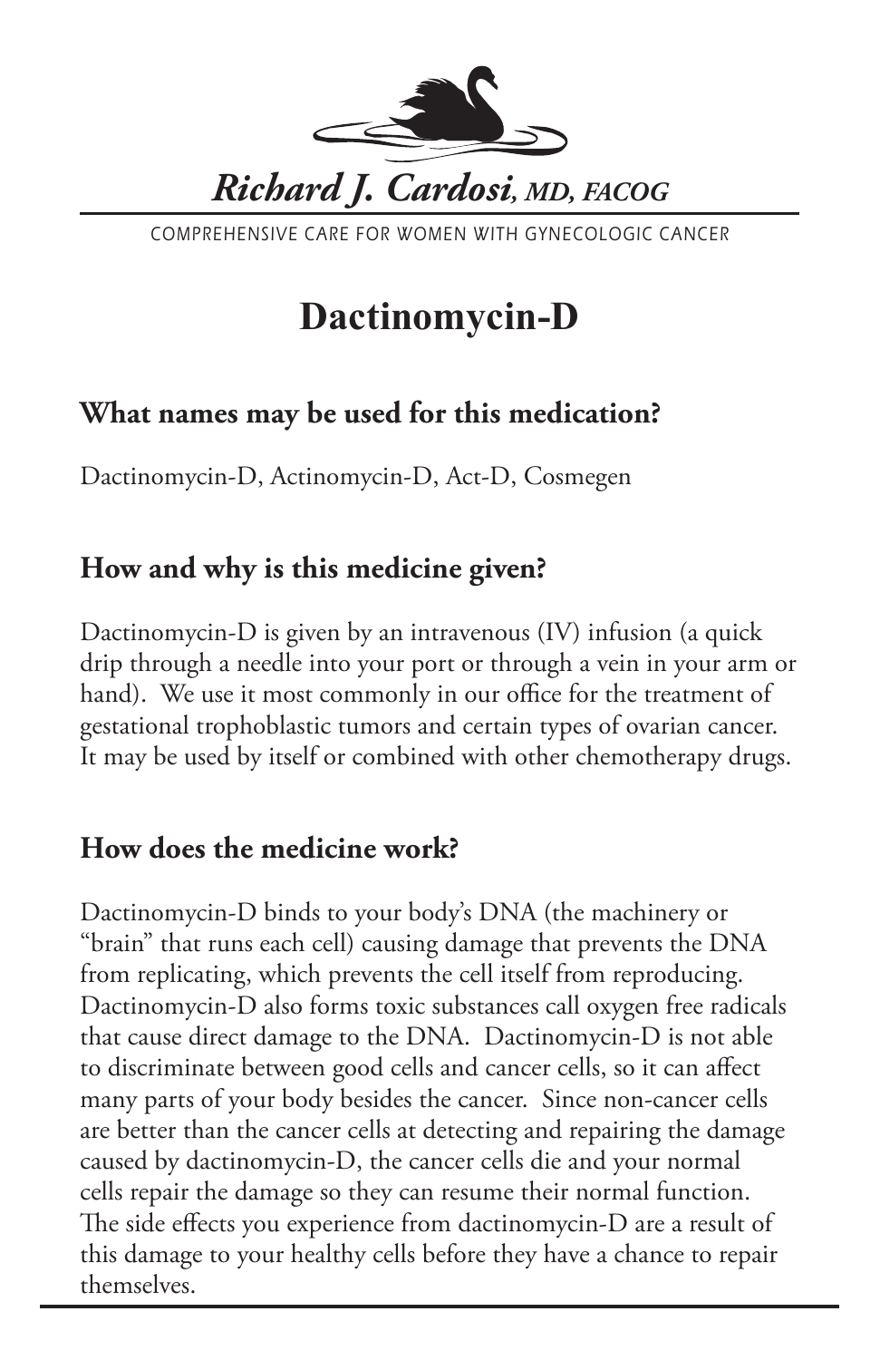*Richard J. Cardosi, MD, FACOG*

COMPREHENSIVE CARE FOR WOMEN WITH GYNECOLOGIC CANCER

# Dactinomycin-D

## What names may be used for this medication?

Dactinomycin-D, Actinomycin-D, Act-D, Cosmegen

## How and why is this medicine given?

Dactinomycin-D is given by an intravenous (IV) infusion (a quick drip through a needle into your port or through a vein in your arm or hand). We use it most commonly in our office for the treatment of gestational trophoblastic tumors and certain types of ovarian cancer. It may be used by itself or combined with other chemotherapy drugs.

## How does the medicine work?

Dactinomycin-D binds to your body's DNA (the machinery or "brain" that runs each cell) causing damage that prevents the DNA from replicating, which prevents the cell itself from reproducing. Dactinomycin-D also forms toxic substances call oxygen free radicals that cause direct damage to the DNA. Dactinomycin-D is not able to discriminate between good cells and cancer cells, so it can affect many parts of your body besides the cancer. Since non-cancer cells are better than the cancer cells at detecting and repairing the damage caused by dactinomycin-D, the cancer cells die and your normal cells repair the damage so they can resume their normal function. The side effects you experience from dactinomycin-D are a result of this damage to your healthy cells before they have a chance to repair themselves.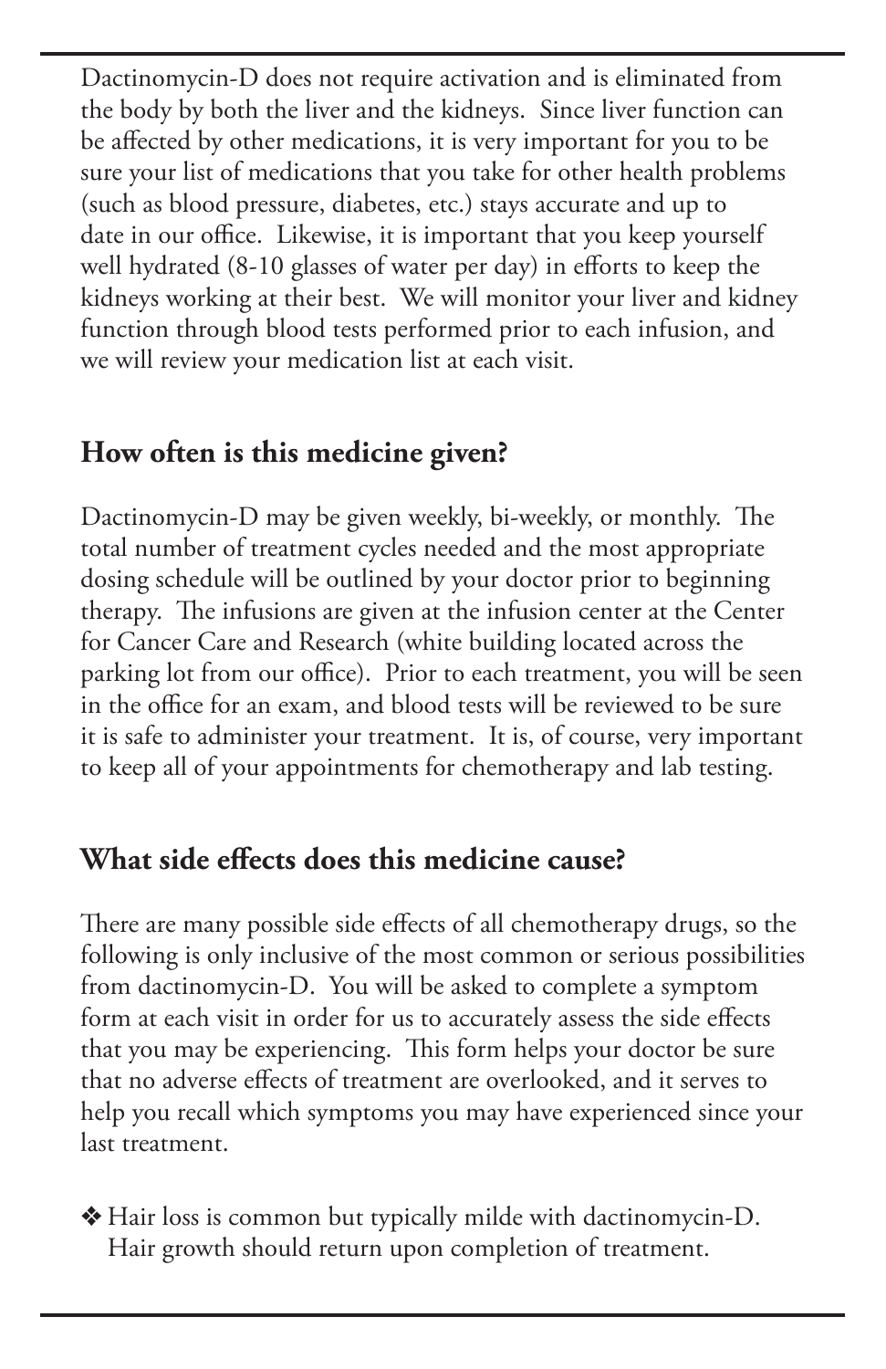Dactinomycin-D does not require activation and is eliminated from the body by both the liver and the kidneys. Since liver function can be affected by other medications, it is very important for you to be sure your list of medications that you take for other health problems (such as blood pressure, diabetes, etc.) stays accurate and up to date in our office. Likewise, it is important that you keep yourself well hydrated (8-10 glasses of water per day) in efforts to keep the kidneys working at their best. We will monitor your liver and kidney function through blood tests performed prior to each infusion, and we will review your medication list at each visit.

## How often is this medicine given?

Dactinomycin-D may be given weekly, bi-weekly, or monthly. The total number of treatment cycles needed and the most appropriate dosing schedule will be outlined by your doctor prior to beginning therapy. The infusions are given at the infusion center at the Center for Cancer Care and Research (white building located across the parking lot from our office). Prior to each treatment, you will be seen in the office for an exam, and blood tests will be reviewed to be sure it is safe to administer your treatment. It is, of course, very important to keep all of your appointments for chemotherapy and lab testing.

## What side effects does this medicine cause?

There are many possible side effects of all chemotherapy drugs, so the following is only inclusive of the most common or serious possibilities from dactinomycin-D. You will be asked to complete a symptom form at each visit in order for us to accurately assess the side effects that you may be experiencing. This form helps your doctor be sure that no adverse effects of treatment are overlooked, and it serves to help you recall which symptoms you may have experienced since your last treatment.

- Hair loss is common but typically milde with dactinomycin-D. Hair growth should return upon completion of treatment.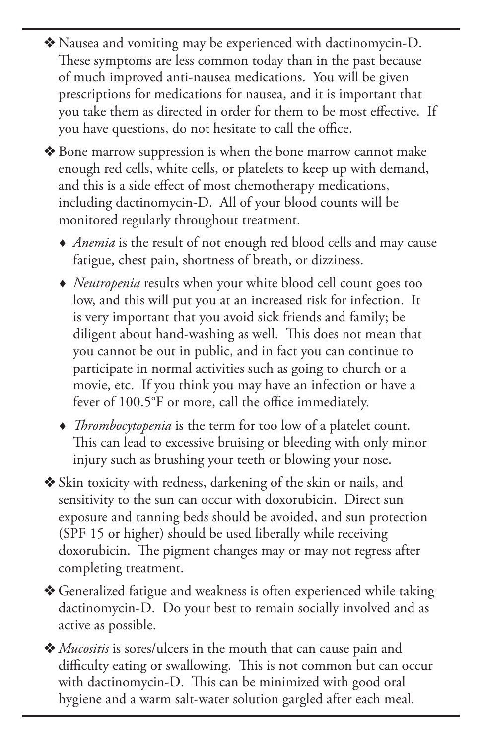- Nausea and vomiting may be experienced with dactinomycin-D. These symptoms are less common today than in the past because of much improved anti-nausea medications. You will be given prescriptions for medications for nausea, and it is important that you take them as directed in order for them to be most effective. If you have questions, do not hesitate to call the office.

- Bone marrow suppression is when the bone marrow cannot make enough red cells, white cells, or platelets to keep up with demand, and this is a side effect of most chemotherapy medications, including dactinomycin-D. All of your blood counts will be monitored regularly throughout treatment.

  - *Anemia* is the result of not enough red blood cells and may cause fatigue, chest pain, shortness of breath, or dizziness.

  - *Neutropenia* results when your white blood cell count goes too low, and this will put you at an increased risk for infection. It is very important that you avoid sick friends and family; be diligent about hand-washing as well. This does not mean that you cannot be out in public, and in fact you can continue to participate in normal activities such as going to church or a movie, etc. If you think you may have an infection or have a fever of 100.5°F or more, call the office immediately.

  - *Thrombocytopenia* is the term for too low of a platelet count. This can lead to excessive bruising or bleeding with only minor injury such as brushing your teeth or blowing your nose.

- Skin toxicity with redness, darkening of the skin or nails, and sensitivity to the sun can occur with doxorubicin. Direct sun exposure and tanning beds should be avoided, and sun protection (SPF 15 or higher) should be used liberally while receiving doxorubicin. The pigment changes may or may not regress after completing treatment.

- Generalized fatigue and weakness is often experienced while taking dactinomycin-D. Do your best to remain socially involved and as active as possible.

- *Mucositis* is sores/ulcers in the mouth that can cause pain and difficulty eating or swallowing. This is not common but can occur with dactinomycin-D. This can be minimized with good oral hygiene and a warm salt-water solution gargled after each meal.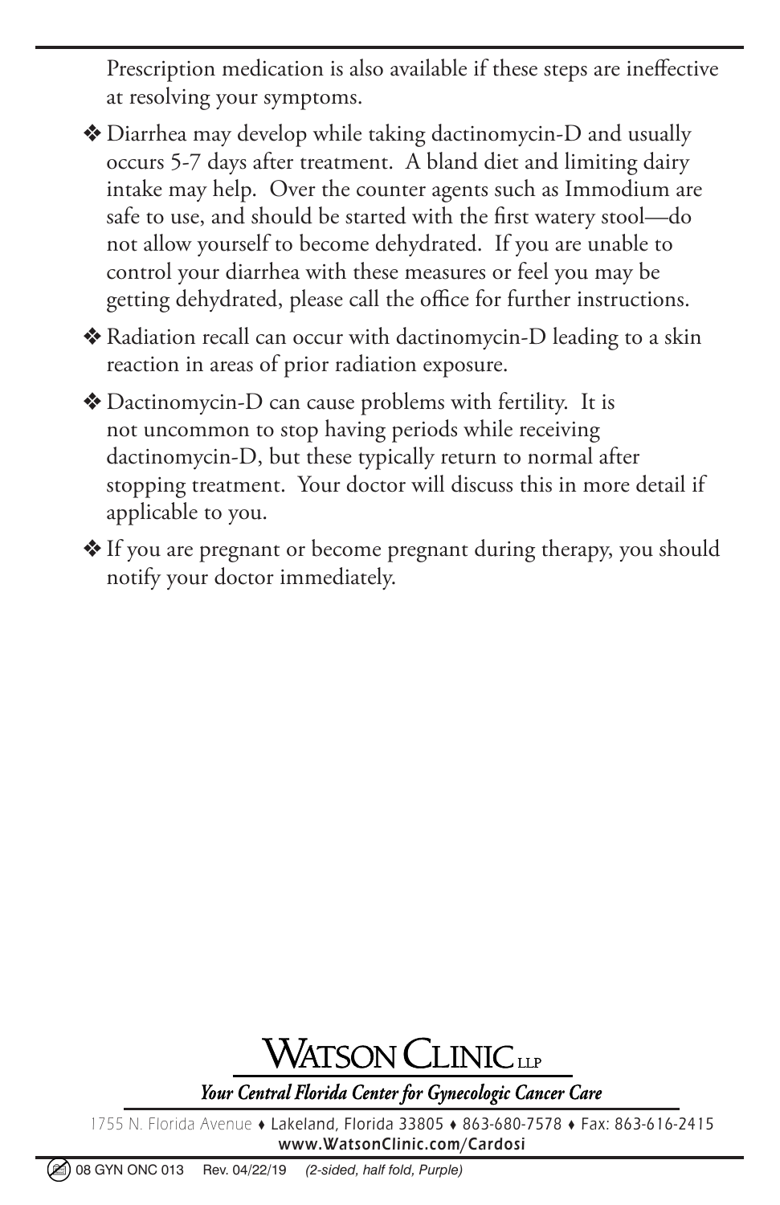Prescription medication is also available if these steps are ineffective at resolving your symptoms.

- ❖ Diarrhea may develop while taking dactinomycin-D and usually occurs 5-7 days after treatment. A bland diet and limiting dairy intake may help. Over the counter agents such as Immodium are safe to use, and should be started with the first watery stool—do not allow yourself to become dehydrated. If you are unable to control your diarrhea with these measures or feel you may be getting dehydrated, please call the office for further instructions.
- ❖ Radiation recall can occur with dactinomycin-D leading to a skin reaction in areas of prior radiation exposure.
- ❖ Dactinomycin-D can cause problems with fertility. It is not uncommon to stop having periods while receiving dactinomycin-D, but these typically return to normal after stopping treatment. Your doctor will discuss this in more detail if applicable to you.
- ❖ If you are pregnant or become pregnant during therapy, you should notify your doctor immediately.

WATSON CLINIC LLP

*Your Central Florida Center for Gynecologic Cancer Care*

1755 N. Florida Avenue ♦ Lakeland, Florida 33805 ♦ 863-680-7578 ♦ Fax: 863-616-2415
**www.WatsonClinic.com/Cardosi**

08 GYN ONC 013 Rev. 04/22/19 *(2-sided, half fold, Purple)*